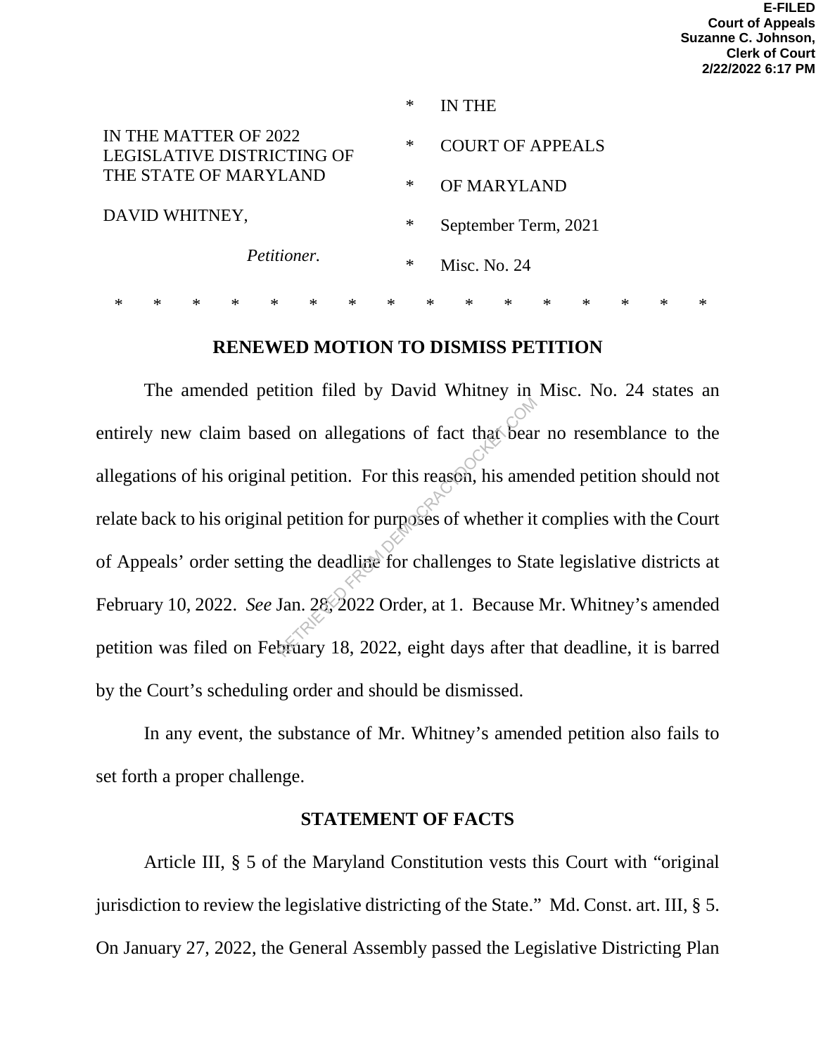E-FILED
Court of Appeals
Suzanne C. Johnson,
Clerk of Court
2/22/2022 6:17 PM

| | | |
|---|---|---|
| IN THE MATTER OF 2022 LEGISLATIVE DISTRICTING OF THE STATE OF MARYLAND | * | IN THE |
| | * | COURT OF APPEALS |
| DAVID WHITNEY, | * | OF MARYLAND |
| | * | September Term, 2021 |
| *Petitioner.* | * | Misc. No. 24 |

\* \* \* \* \* \* \* \* \* \* \* \* \* \* \* \*

## RENEWED MOTION TO DISMISS PETITION

The amended petition filed by David Whitney in Misc. No. 24 states an entirely new claim based on allegations of fact that bear no resemblance to the allegations of his original petition. For this reason, his amended petition should not relate back to his original petition for purposes of whether it complies with the Court of Appeals' order setting the deadline for challenges to State legislative districts at February 10, 2022. *See* Jan. 28, 2022 Order, at 1. Because Mr. Whitney's amended petition was filed on February 18, 2022, eight days after that deadline, it is barred by the Court's scheduling order and should be dismissed.

In any event, the substance of Mr. Whitney's amended petition also fails to set forth a proper challenge.

## STATEMENT OF FACTS

Article III, § 5 of the Maryland Constitution vests this Court with "original jurisdiction to review the legislative districting of the State." Md. Const. art. III, § 5. On January 27, 2022, the General Assembly passed the Legislative Districting Plan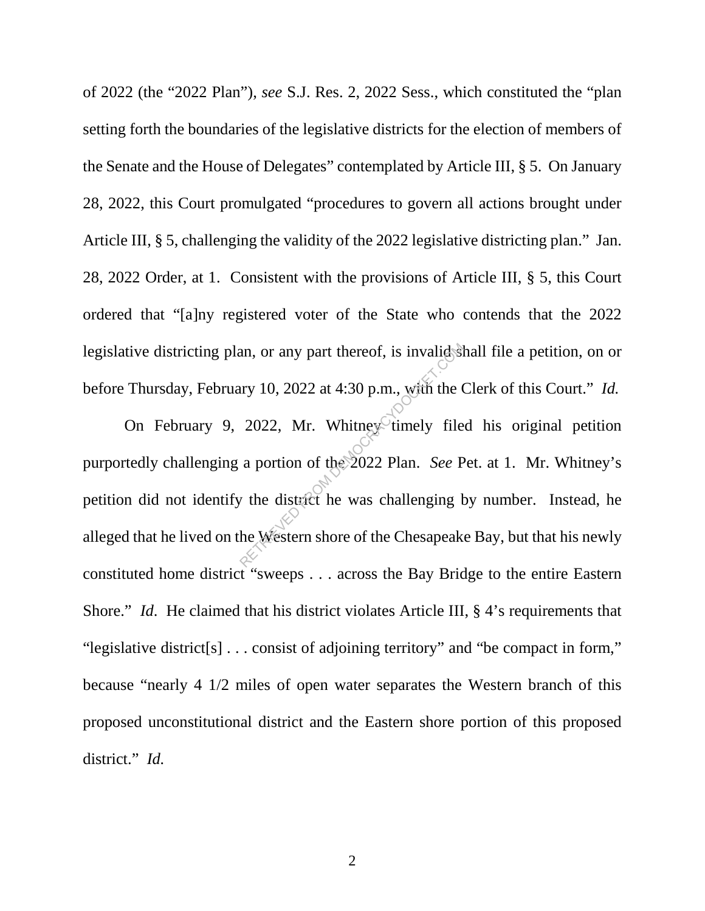of 2022 (the "2022 Plan"), *see* S.J. Res. 2, 2022 Sess., which constituted the "plan setting forth the boundaries of the legislative districts for the election of members of the Senate and the House of Delegates" contemplated by Article III, § 5. On January 28, 2022, this Court promulgated "procedures to govern all actions brought under Article III, § 5, challenging the validity of the 2022 legislative districting plan." Jan. 28, 2022 Order, at 1. Consistent with the provisions of Article III, § 5, this Court ordered that "[a]ny registered voter of the State who contends that the 2022 legislative districting plan, or any part thereof, is invalid shall file a petition, on or before Thursday, February 10, 2022 at 4:30 p.m., with the Clerk of this Court." *Id.*

On February 9, 2022, Mr. Whitney timely filed his original petition purportedly challenging a portion of the 2022 Plan. *See* Pet. at 1. Mr. Whitney's petition did not identify the district he was challenging by number. Instead, he alleged that he lived on the Western shore of the Chesapeake Bay, but that his newly constituted home district "sweeps . . . across the Bay Bridge to the entire Eastern Shore." *Id*. He claimed that his district violates Article III, § 4's requirements that "legislative district[s] . . . consist of adjoining territory" and "be compact in form," because "nearly 4 1/2 miles of open water separates the Western branch of this proposed unconstitutional district and the Eastern shore portion of this proposed district." *Id.*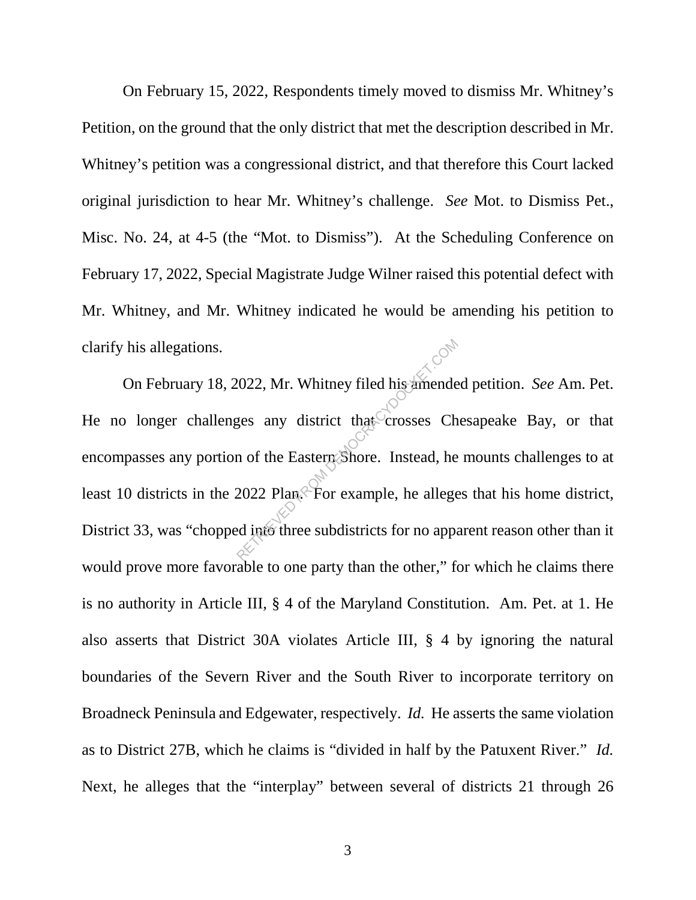On February 15, 2022, Respondents timely moved to dismiss Mr. Whitney's Petition, on the ground that the only district that met the description described in Mr. Whitney's petition was a congressional district, and that therefore this Court lacked original jurisdiction to hear Mr. Whitney's challenge. *See* Mot. to Dismiss Pet., Misc. No. 24, at 4-5 (the "Mot. to Dismiss"). At the Scheduling Conference on February 17, 2022, Special Magistrate Judge Wilner raised this potential defect with Mr. Whitney, and Mr. Whitney indicated he would be amending his petition to clarify his allegations.

On February 18, 2022, Mr. Whitney filed his amended petition. *See* Am. Pet. He no longer challenges any district that crosses Chesapeake Bay, or that encompasses any portion of the Eastern Shore. Instead, he mounts challenges to at least 10 districts in the 2022 Plan. For example, he alleges that his home district, District 33, was "chopped into three subdistricts for no apparent reason other than it would prove more favorable to one party than the other," for which he claims there is no authority in Article III, § 4 of the Maryland Constitution. Am. Pet. at 1. He also asserts that District 30A violates Article III, § 4 by ignoring the natural boundaries of the Severn River and the South River to incorporate territory on Broadneck Peninsula and Edgewater, respectively. *Id.* He asserts the same violation as to District 27B, which he claims is "divided in half by the Patuxent River." *Id.* Next, he alleges that the "interplay" between several of districts 21 through 26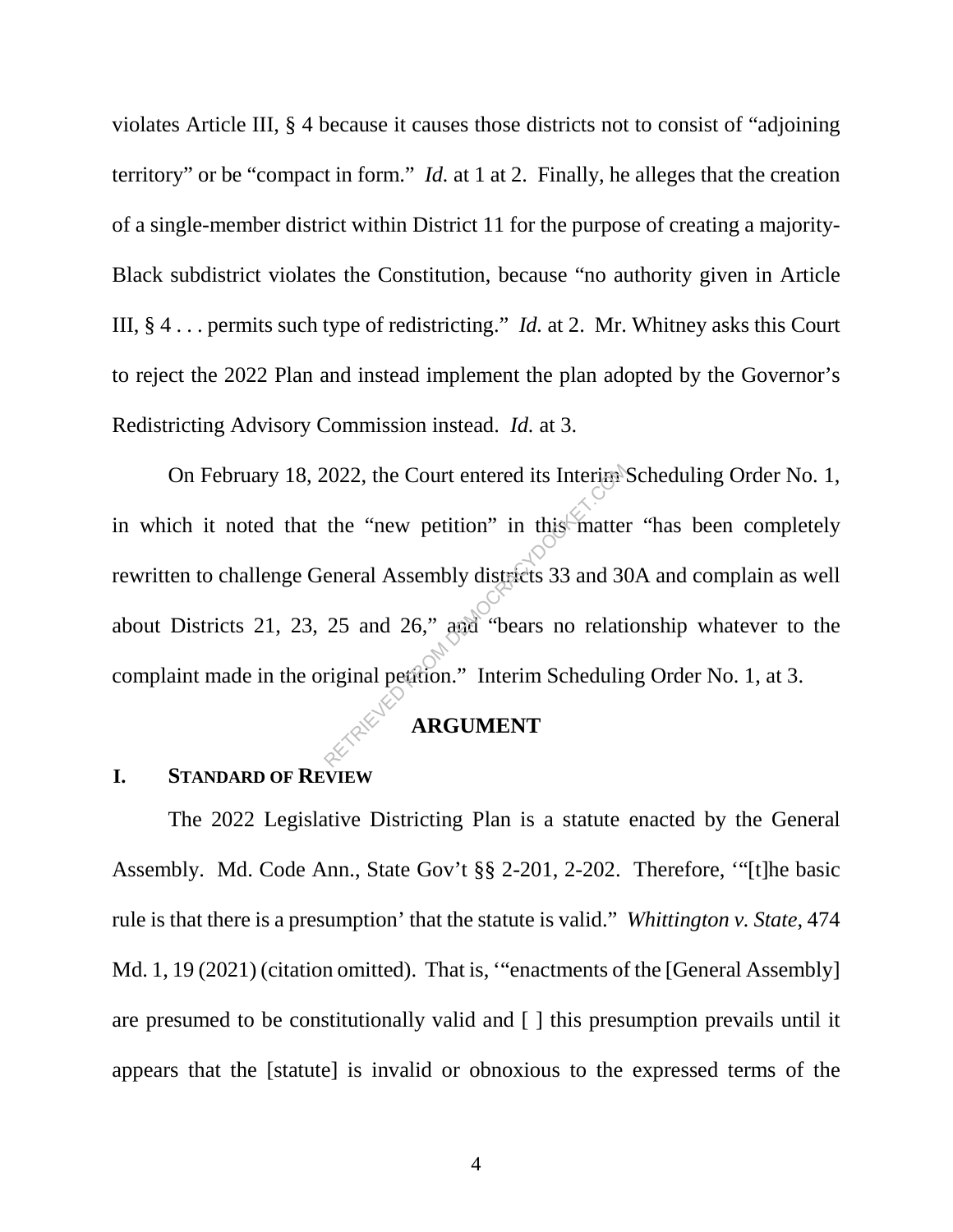violates Article III, § 4 because it causes those districts not to consist of "adjoining territory" or be "compact in form." *Id.* at 1 at 2. Finally, he alleges that the creation of a single-member district within District 11 for the purpose of creating a majority-Black subdistrict violates the Constitution, because "no authority given in Article III, § 4 . . . permits such type of redistricting." *Id.* at 2. Mr. Whitney asks this Court to reject the 2022 Plan and instead implement the plan adopted by the Governor's Redistricting Advisory Commission instead. *Id.* at 3.

On February 18, 2022, the Court entered its Interim Scheduling Order No. 1, in which it noted that the "new petition" in this matter "has been completely rewritten to challenge General Assembly districts 33 and 30A and complain as well about Districts 21, 23, 25 and 26," and "bears no relationship whatever to the complaint made in the original petition." Interim Scheduling Order No. 1, at 3.

## ARGUMENT

### I. STANDARD OF REVIEW

The 2022 Legislative Districting Plan is a statute enacted by the General Assembly. Md. Code Ann., State Gov't §§ 2-201, 2-202. Therefore, '"[t]he basic rule is that there is a presumption' that the statute is valid." *Whittington v. State*, 474 Md. 1, 19 (2021) (citation omitted). That is, '"enactments of the [General Assembly] are presumed to be constitutionally valid and [ ] this presumption prevails until it appears that the [statute] is invalid or obnoxious to the expressed terms of the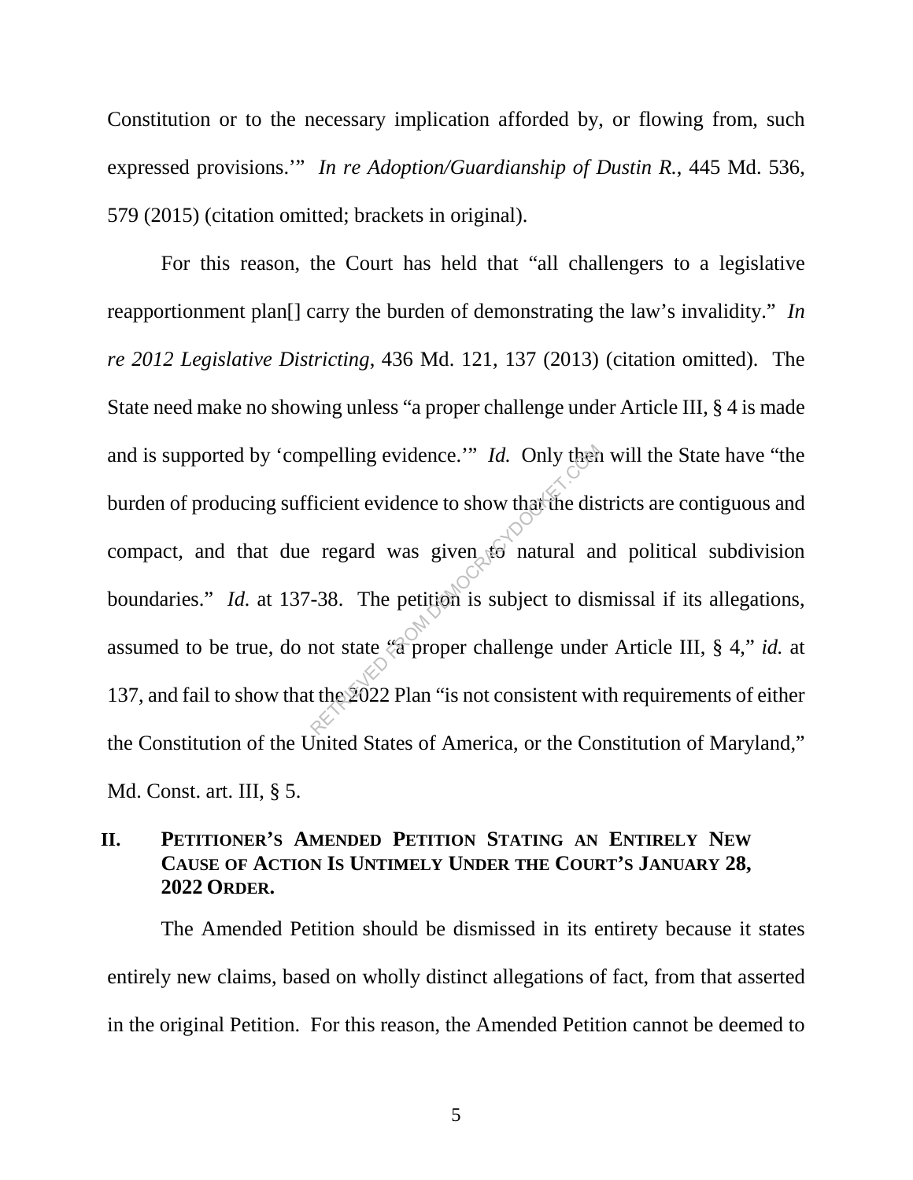Constitution or to the necessary implication afforded by, or flowing from, such expressed provisions.'" *In re Adoption/Guardianship of Dustin R.*, 445 Md. 536, 579 (2015) (citation omitted; brackets in original).

For this reason, the Court has held that "all challengers to a legislative reapportionment plan[] carry the burden of demonstrating the law's invalidity." *In re 2012 Legislative Districting*, 436 Md. 121, 137 (2013) (citation omitted). The State need make no showing unless "a proper challenge under Article III, § 4 is made and is supported by 'compelling evidence.'" *Id.* Only then will the State have "the burden of producing sufficient evidence to show that the districts are contiguous and compact, and that due regard was given to natural and political subdivision boundaries." *Id.* at 137-38. The petition is subject to dismissal if its allegations, assumed to be true, do not state "a proper challenge under Article III, § 4," *id.* at 137, and fail to show that the 2022 Plan "is not consistent with requirements of either the Constitution of the United States of America, or the Constitution of Maryland," Md. Const. art. III, § 5.

## II. Petitioner's Amended Petition Stating an Entirely New Cause of Action Is Untimely Under the Court's January 28, 2022 Order.

The Amended Petition should be dismissed in its entirety because it states entirely new claims, based on wholly distinct allegations of fact, from that asserted in the original Petition. For this reason, the Amended Petition cannot be deemed to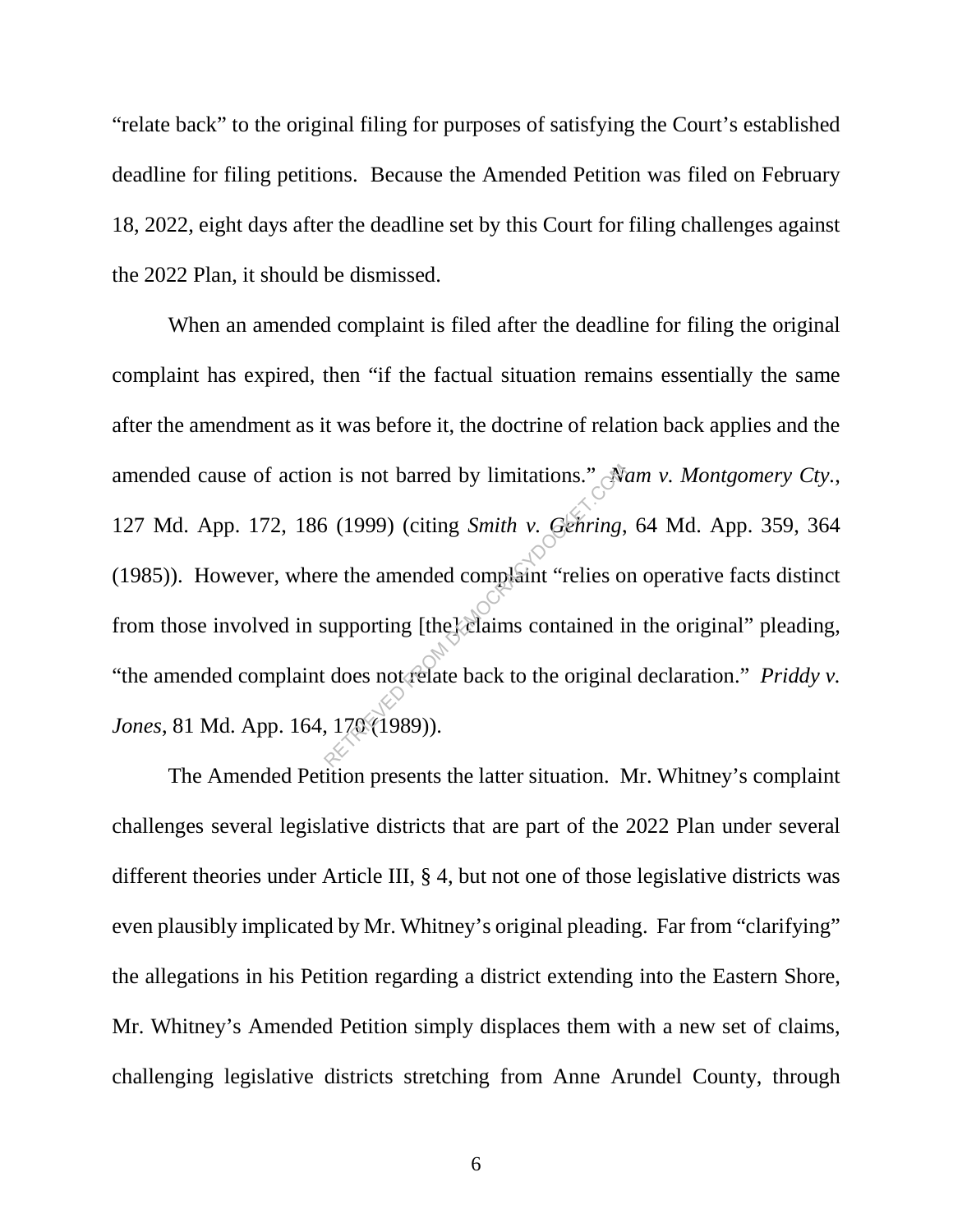"relate back" to the original filing for purposes of satisfying the Court's established deadline for filing petitions. Because the Amended Petition was filed on February 18, 2022, eight days after the deadline set by this Court for filing challenges against the 2022 Plan, it should be dismissed.

When an amended complaint is filed after the deadline for filing the original complaint has expired, then "if the factual situation remains essentially the same after the amendment as it was before it, the doctrine of relation back applies and the amended cause of action is not barred by limitations." *Nam v. Montgomery Cty.*, 127 Md. App. 172, 186 (1999) (citing *Smith v. Gehring*, 64 Md. App. 359, 364 (1985)). However, where the amended complaint "relies on operative facts distinct from those involved in supporting [the] claims contained in the original" pleading, "the amended complaint does not relate back to the original declaration." *Priddy v. Jones*, 81 Md. App. 164, 170 (1989)).

The Amended Petition presents the latter situation. Mr. Whitney's complaint challenges several legislative districts that are part of the 2022 Plan under several different theories under Article III, § 4, but not one of those legislative districts was even plausibly implicated by Mr. Whitney's original pleading. Far from "clarifying" the allegations in his Petition regarding a district extending into the Eastern Shore, Mr. Whitney's Amended Petition simply displaces them with a new set of claims, challenging legislative districts stretching from Anne Arundel County, through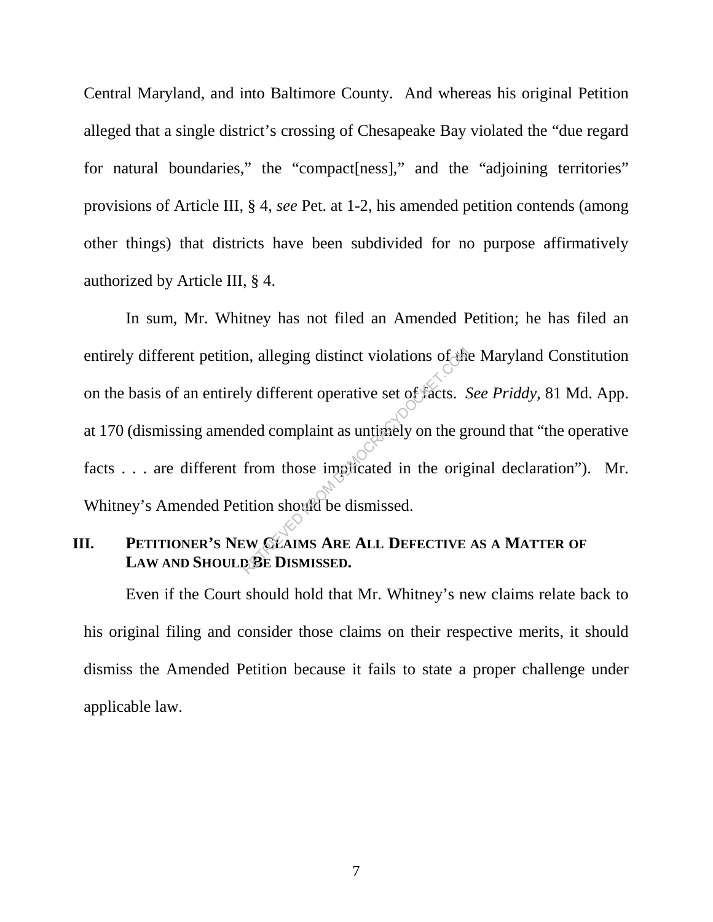Central Maryland, and into Baltimore County. And whereas his original Petition alleged that a single district's crossing of Chesapeake Bay violated the "due regard for natural boundaries," the "compact[ness]," and the "adjoining territories" provisions of Article III, § 4, *see* Pet. at 1-2, his amended petition contends (among other things) that districts have been subdivided for no purpose affirmatively authorized by Article III, § 4.

In sum, Mr. Whitney has not filed an Amended Petition; he has filed an entirely different petition, alleging distinct violations of the Maryland Constitution on the basis of an entirely different operative set of facts. *See Priddy,* 81 Md. App. at 170 (dismissing amended complaint as untimely on the ground that "the operative facts . . . are different from those implicated in the original declaration"). Mr. Whitney's Amended Petition should be dismissed.

## III. Petitioner's New Claims Are All Defective as a Matter of Law and Should Be Dismissed.

Even if the Court should hold that Mr. Whitney's new claims relate back to his original filing and consider those claims on their respective merits, it should dismiss the Amended Petition because it fails to state a proper challenge under applicable law.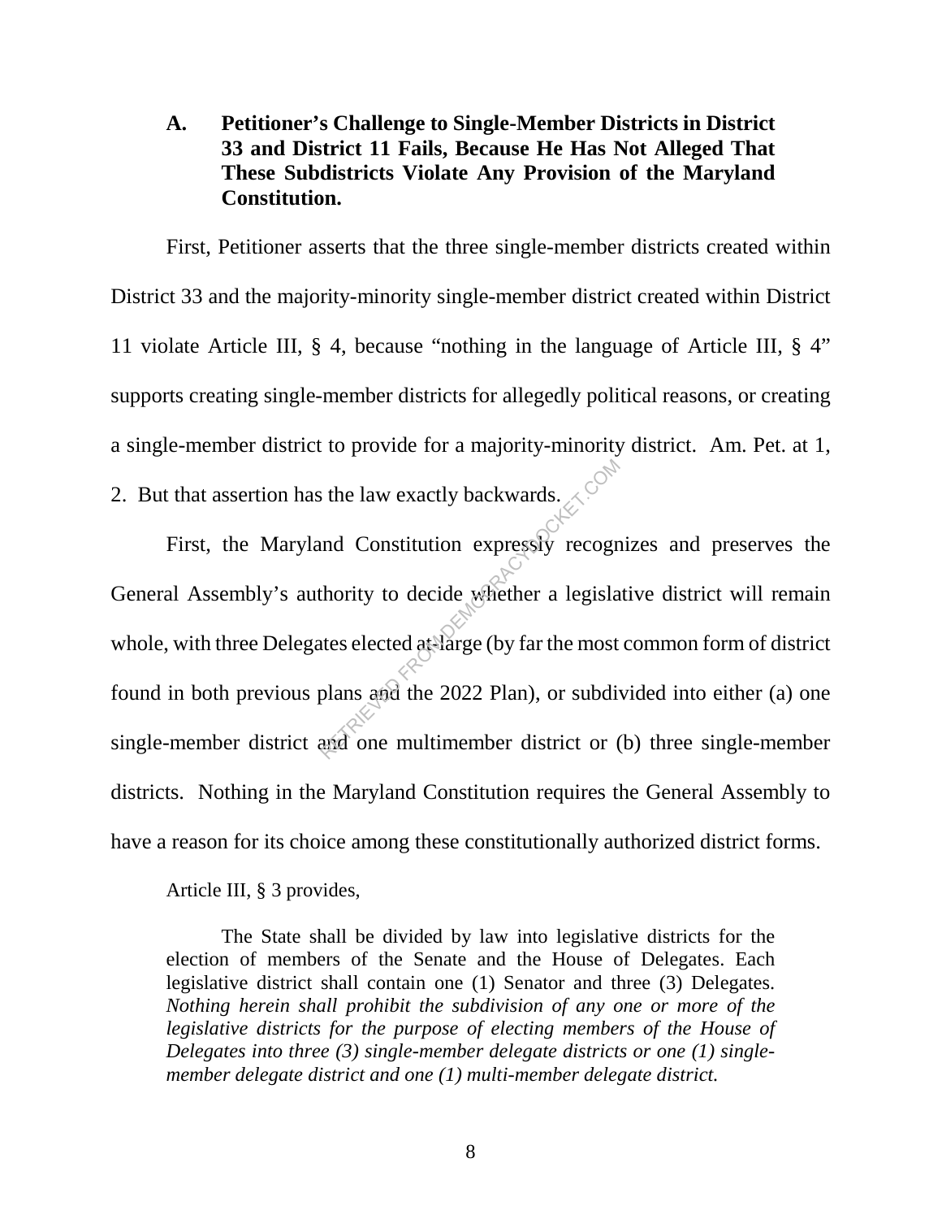### A. Petitioner's Challenge to Single-Member Districts in District 33 and District 11 Fails, Because He Has Not Alleged That These Subdistricts Violate Any Provision of the Maryland Constitution.

First, Petitioner asserts that the three single-member districts created within District 33 and the majority-minority single-member district created within District 11 violate Article III, § 4, because "nothing in the language of Article III, § 4" supports creating single-member districts for allegedly political reasons, or creating a single-member district to provide for a majority-minority district. Am. Pet. at 1, 2. But that assertion has the law exactly backwards.

First, the Maryland Constitution expressly recognizes and preserves the General Assembly's authority to decide whether a legislative district will remain whole, with three Delegates elected at-large (by far the most common form of district found in both previous plans and the 2022 Plan), or subdivided into either (a) one single-member district and one multimember district or (b) three single-member districts. Nothing in the Maryland Constitution requires the General Assembly to have a reason for its choice among these constitutionally authorized district forms.

Article III, § 3 provides,

> The State shall be divided by law into legislative districts for the election of members of the Senate and the House of Delegates. Each legislative district shall contain one (1) Senator and three (3) Delegates. *Nothing herein shall prohibit the subdivision of any one or more of the legislative districts for the purpose of electing members of the House of Delegates into three (3) single-member delegate districts or one (1) single-member delegate district and one (1) multi-member delegate district.*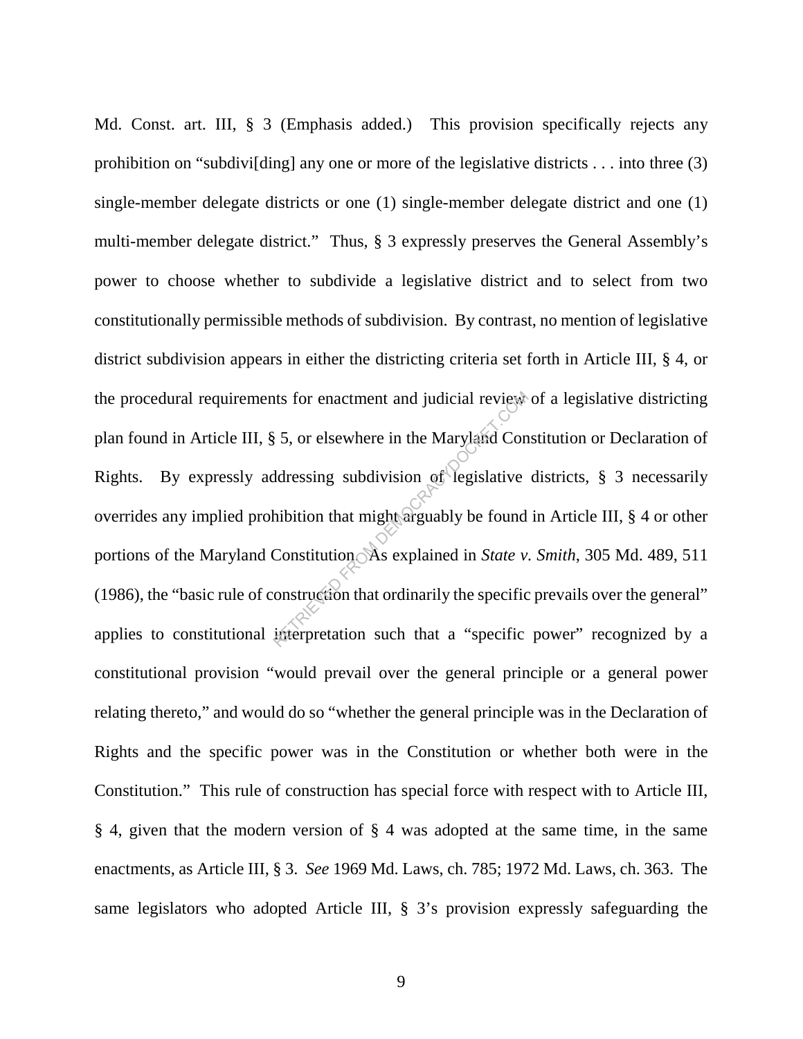Md. Const. art. III, § 3 (Emphasis added.) This provision specifically rejects any prohibition on "subdivi[ding] any one or more of the legislative districts . . . into three (3) single-member delegate districts or one (1) single-member delegate district and one (1) multi-member delegate district." Thus, § 3 expressly preserves the General Assembly's power to choose whether to subdivide a legislative district and to select from two constitutionally permissible methods of subdivision. By contrast, no mention of legislative district subdivision appears in either the districting criteria set forth in Article III, § 4, or the procedural requirements for enactment and judicial review of a legislative districting plan found in Article III, § 5, or elsewhere in the Maryland Constitution or Declaration of Rights. By expressly addressing subdivision of legislative districts, § 3 necessarily overrides any implied prohibition that might arguably be found in Article III, § 4 or other portions of the Maryland Constitution. As explained in *State v. Smith*, 305 Md. 489, 511 (1986), the "basic rule of construction that ordinarily the specific prevails over the general" applies to constitutional interpretation such that a "specific power" recognized by a constitutional provision "would prevail over the general principle or a general power relating thereto," and would do so "whether the general principle was in the Declaration of Rights and the specific power was in the Constitution or whether both were in the Constitution." This rule of construction has special force with respect with to Article III, § 4, given that the modern version of § 4 was adopted at the same time, in the same enactments, as Article III, § 3. *See* 1969 Md. Laws, ch. 785; 1972 Md. Laws, ch. 363. The same legislators who adopted Article III, § 3's provision expressly safeguarding the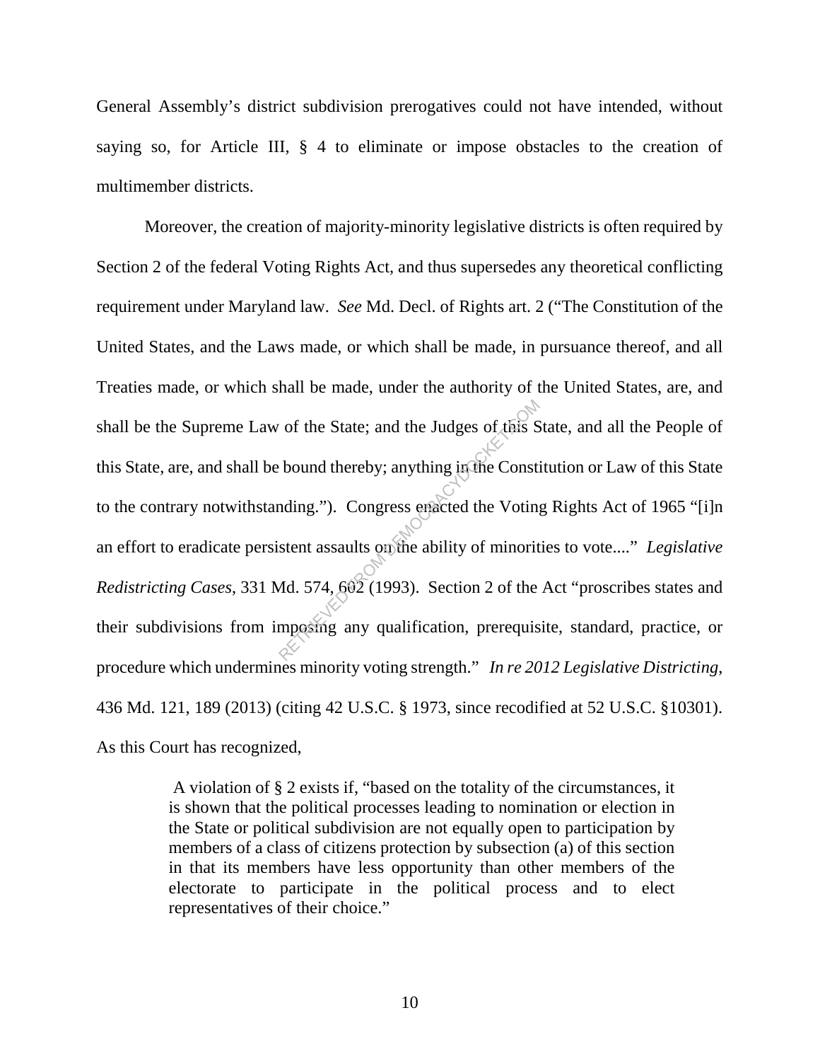General Assembly's district subdivision prerogatives could not have intended, without saying so, for Article III, § 4 to eliminate or impose obstacles to the creation of multimember districts.

Moreover, the creation of majority-minority legislative districts is often required by Section 2 of the federal Voting Rights Act, and thus supersedes any theoretical conflicting requirement under Maryland law. *See* Md. Decl. of Rights art. 2 ("The Constitution of the United States, and the Laws made, or which shall be made, in pursuance thereof, and all Treaties made, or which shall be made, under the authority of the United States, are, and shall be the Supreme Law of the State; and the Judges of this State, and all the People of this State, are, and shall be bound thereby; anything in the Constitution or Law of this State to the contrary notwithstanding."). Congress enacted the Voting Rights Act of 1965 "[i]n an effort to eradicate persistent assaults on the ability of minorities to vote...." *Legislative Redistricting Cases*, 331 Md. 574, 602 (1993). Section 2 of the Act "proscribes states and their subdivisions from imposing any qualification, prerequisite, standard, practice, or procedure which undermines minority voting strength." *In re 2012 Legislative Districting*, 436 Md. 121, 189 (2013) (citing 42 U.S.C. § 1973, since recodified at 52 U.S.C. §10301). As this Court has recognized,

> A violation of § 2 exists if, "based on the totality of the circumstances, it is shown that the political processes leading to nomination or election in the State or political subdivision are not equally open to participation by members of a class of citizens protection by subsection (a) of this section in that its members have less opportunity than other members of the electorate to participate in the political process and to elect representatives of their choice."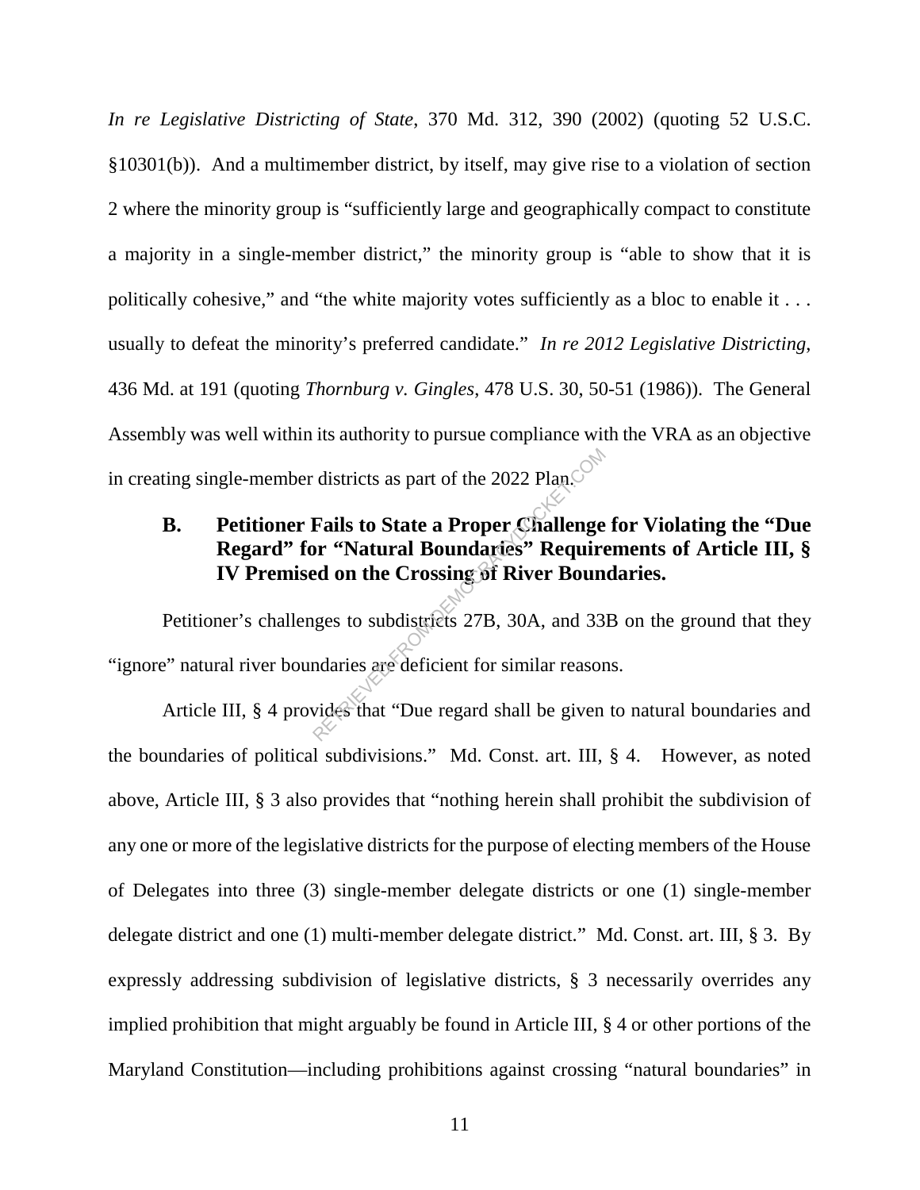*In re Legislative Districting of State*, 370 Md. 312, 390 (2002) (quoting 52 U.S.C. §10301(b)). And a multimember district, by itself, may give rise to a violation of section 2 where the minority group is "sufficiently large and geographically compact to constitute a majority in a single-member district," the minority group is "able to show that it is politically cohesive," and "the white majority votes sufficiently as a bloc to enable it . . . usually to defeat the minority's preferred candidate." *In re 2012 Legislative Districting*, 436 Md. at 191 (quoting *Thornburg v. Gingles*, 478 U.S. 30, 50-51 (1986)). The General Assembly was well within its authority to pursue compliance with the VRA as an objective in creating single-member districts as part of the 2022 Plan.

### B. Petitioner Fails to State a Proper Challenge for Violating the "Due Regard" for "Natural Boundaries" Requirements of Article III, § IV Premised on the Crossing of River Boundaries.

Petitioner's challenges to subdistricts 27B, 30A, and 33B on the ground that they "ignore" natural river boundaries are deficient for similar reasons.

Article III, § 4 provides that "Due regard shall be given to natural boundaries and the boundaries of political subdivisions." Md. Const. art. III, § 4. However, as noted above, Article III, § 3 also provides that "nothing herein shall prohibit the subdivision of any one or more of the legislative districts for the purpose of electing members of the House of Delegates into three (3) single-member delegate districts or one (1) single-member delegate district and one (1) multi-member delegate district." Md. Const. art. III, § 3. By expressly addressing subdivision of legislative districts, § 3 necessarily overrides any implied prohibition that might arguably be found in Article III, § 4 or other portions of the Maryland Constitution—including prohibitions against crossing "natural boundaries" in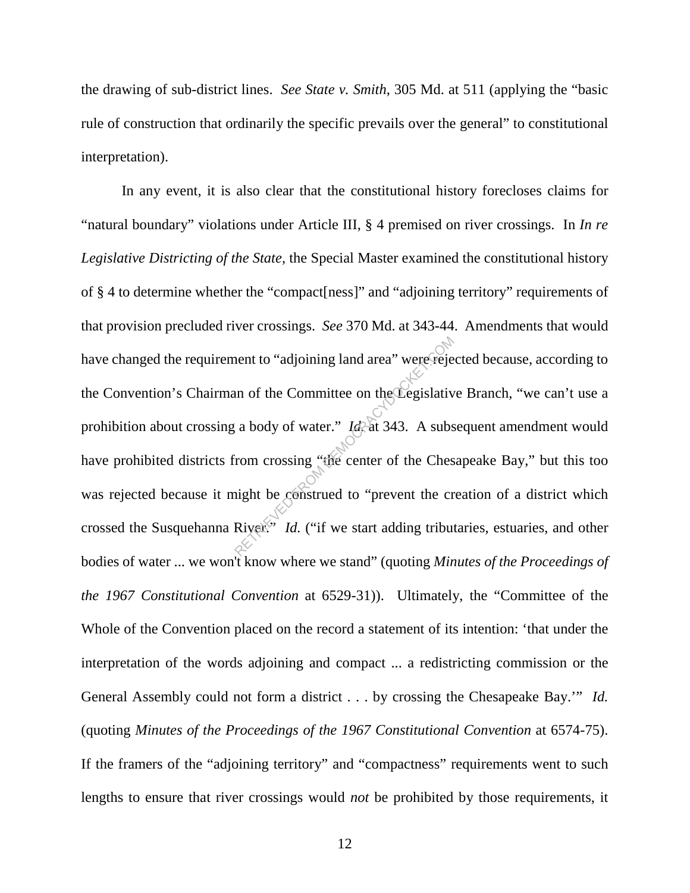the drawing of sub-district lines. *See State v. Smith*, 305 Md. at 511 (applying the "basic rule of construction that ordinarily the specific prevails over the general" to constitutional interpretation).

In any event, it is also clear that the constitutional history forecloses claims for "natural boundary" violations under Article III, § 4 premised on river crossings. In *In re Legislative Districting of the State*, the Special Master examined the constitutional history of § 4 to determine whether the "compact[ness]" and "adjoining territory" requirements of that provision precluded river crossings. *See* 370 Md. at 343-44. Amendments that would have changed the requirement to "adjoining land area" were rejected because, according to the Convention's Chairman of the Committee on the Legislative Branch, "we can't use a prohibition about crossing a body of water." *Id.* at 343. A subsequent amendment would have prohibited districts from crossing "the center of the Chesapeake Bay," but this too was rejected because it might be construed to "prevent the creation of a district which crossed the Susquehanna River." *Id.* ("if we start adding tributaries, estuaries, and other bodies of water ... we won't know where we stand" (quoting *Minutes of the Proceedings of the 1967 Constitutional Convention* at 6529-31)). Ultimately, the "Committee of the Whole of the Convention placed on the record a statement of its intention: 'that under the interpretation of the words adjoining and compact ... a redistricting commission or the General Assembly could not form a district . . . by crossing the Chesapeake Bay.'" *Id.* (quoting *Minutes of the Proceedings of the 1967 Constitutional Convention* at 6574-75). If the framers of the "adjoining territory" and "compactness" requirements went to such lengths to ensure that river crossings would *not* be prohibited by those requirements, it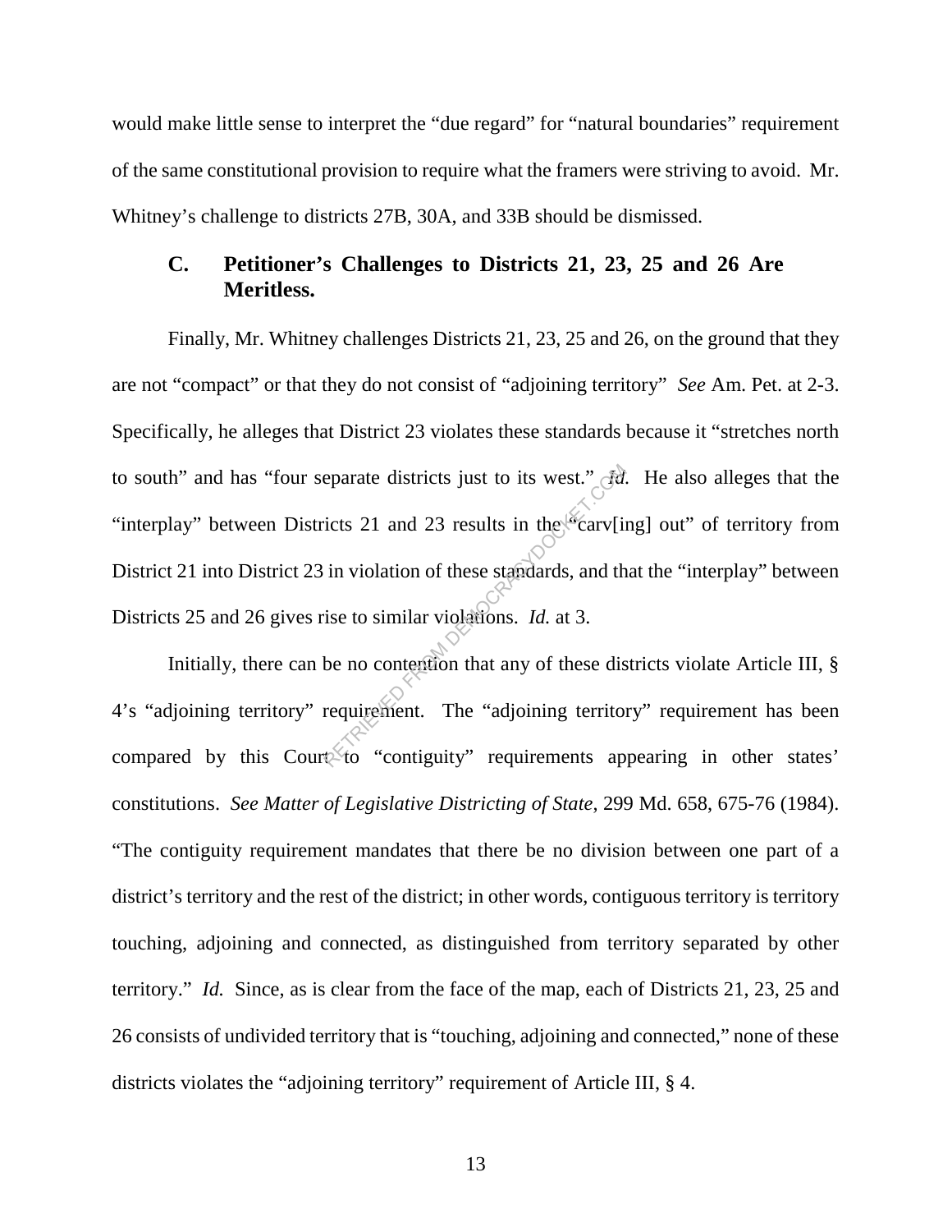would make little sense to interpret the "due regard" for "natural boundaries" requirement of the same constitutional provision to require what the framers were striving to avoid. Mr. Whitney's challenge to districts 27B, 30A, and 33B should be dismissed.

### C. Petitioner's Challenges to Districts 21, 23, 25 and 26 Are Meritless.

Finally, Mr. Whitney challenges Districts 21, 23, 25 and 26, on the ground that they are not "compact" or that they do not consist of "adjoining territory" *See* Am. Pet. at 2-3. Specifically, he alleges that District 23 violates these standards because it "stretches north to south" and has "four separate districts just to its west." *Id.* He also alleges that the "interplay" between Districts 21 and 23 results in the "carv[ing] out" of territory from District 21 into District 23 in violation of these standards, and that the "interplay" between Districts 25 and 26 gives rise to similar violations. *Id.* at 3.

Initially, there can be no contention that any of these districts violate Article III, § 4's "adjoining territory" requirement. The "adjoining territory" requirement has been compared by this Court to "contiguity" requirements appearing in other states' constitutions. *See Matter of Legislative Districting of State*, 299 Md. 658, 675-76 (1984). "The contiguity requirement mandates that there be no division between one part of a district's territory and the rest of the district; in other words, contiguous territory is territory touching, adjoining and connected, as distinguished from territory separated by other territory." *Id.* Since, as is clear from the face of the map, each of Districts 21, 23, 25 and 26 consists of undivided territory that is "touching, adjoining and connected," none of these districts violates the "adjoining territory" requirement of Article III, § 4.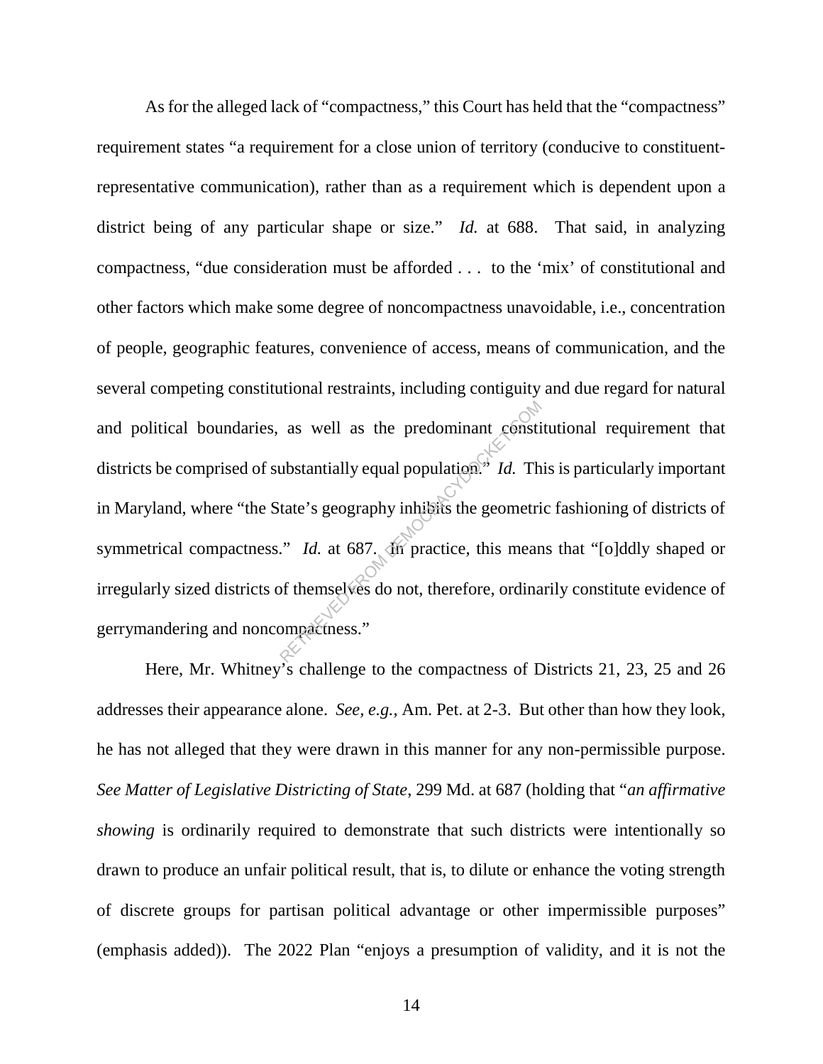As for the alleged lack of "compactness," this Court has held that the "compactness" requirement states "a requirement for a close union of territory (conducive to constituent-representative communication), rather than as a requirement which is dependent upon a district being of any particular shape or size." *Id.* at 688. That said, in analyzing compactness, "due consideration must be afforded . . . to the 'mix' of constitutional and other factors which make some degree of noncompactness unavoidable, i.e., concentration of people, geographic features, convenience of access, means of communication, and the several competing constitutional restraints, including contiguity and due regard for natural and political boundaries, as well as the predominant constitutional requirement that districts be comprised of substantially equal population." *Id.* This is particularly important in Maryland, where "the State's geography inhibits the geometric fashioning of districts of symmetrical compactness." *Id.* at 687. In practice, this means that "[o]ddly shaped or irregularly sized districts of themselves do not, therefore, ordinarily constitute evidence of gerrymandering and noncompactness."

Here, Mr. Whitney's challenge to the compactness of Districts 21, 23, 25 and 26 addresses their appearance alone. *See, e.g.*, Am. Pet. at 2-3. But other than how they look, he has not alleged that they were drawn in this manner for any non-permissible purpose. *See Matter of Legislative Districting of State*, 299 Md. at 687 (holding that "*an affirmative showing* is ordinarily required to demonstrate that such districts were intentionally so drawn to produce an unfair political result, that is, to dilute or enhance the voting strength of discrete groups for partisan political advantage or other impermissible purposes" (emphasis added)). The 2022 Plan "enjoys a presumption of validity, and it is not the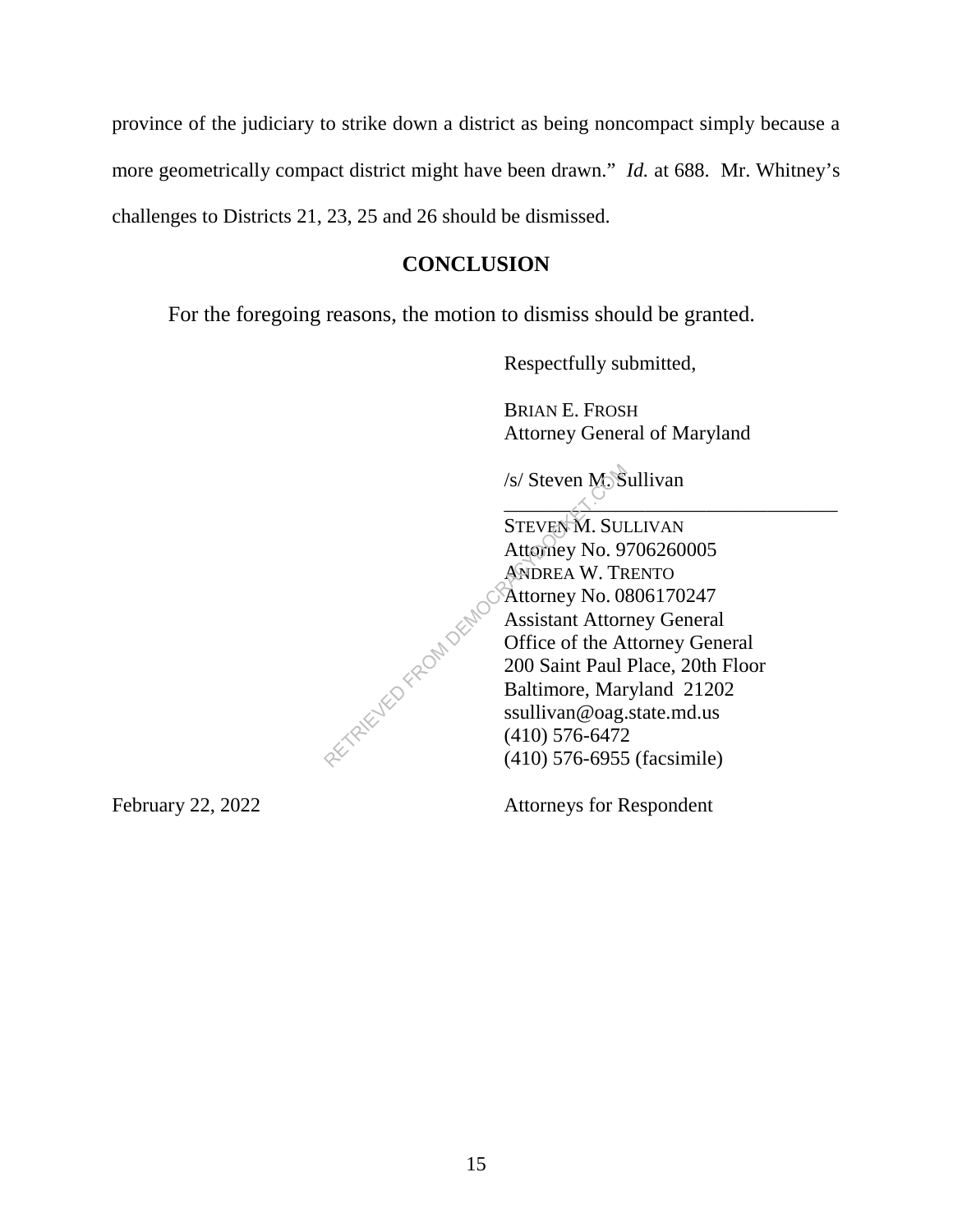province of the judiciary to strike down a district as being noncompact simply because a more geometrically compact district might have been drawn." *Id.* at 688. Mr. Whitney's challenges to Districts 21, 23, 25 and 26 should be dismissed.

## CONCLUSION

For the foregoing reasons, the motion to dismiss should be granted.

Respectfully submitted,

BRIAN E. FROSH
Attorney General of Maryland

/s/ Steven M. Sullivan
___________________________________

STEVEN M. SULLIVAN
Attorney No. 9706260005
ANDREA W. TRENTO
Attorney No. 0806170247
Assistant Attorney General
Office of the Attorney General
200 Saint Paul Place, 20th Floor
Baltimore, Maryland 21202
ssullivan@oag.state.md.us
(410) 576-6472
(410) 576-6955 (facsimile)

February 22, 2022

Attorneys for Respondent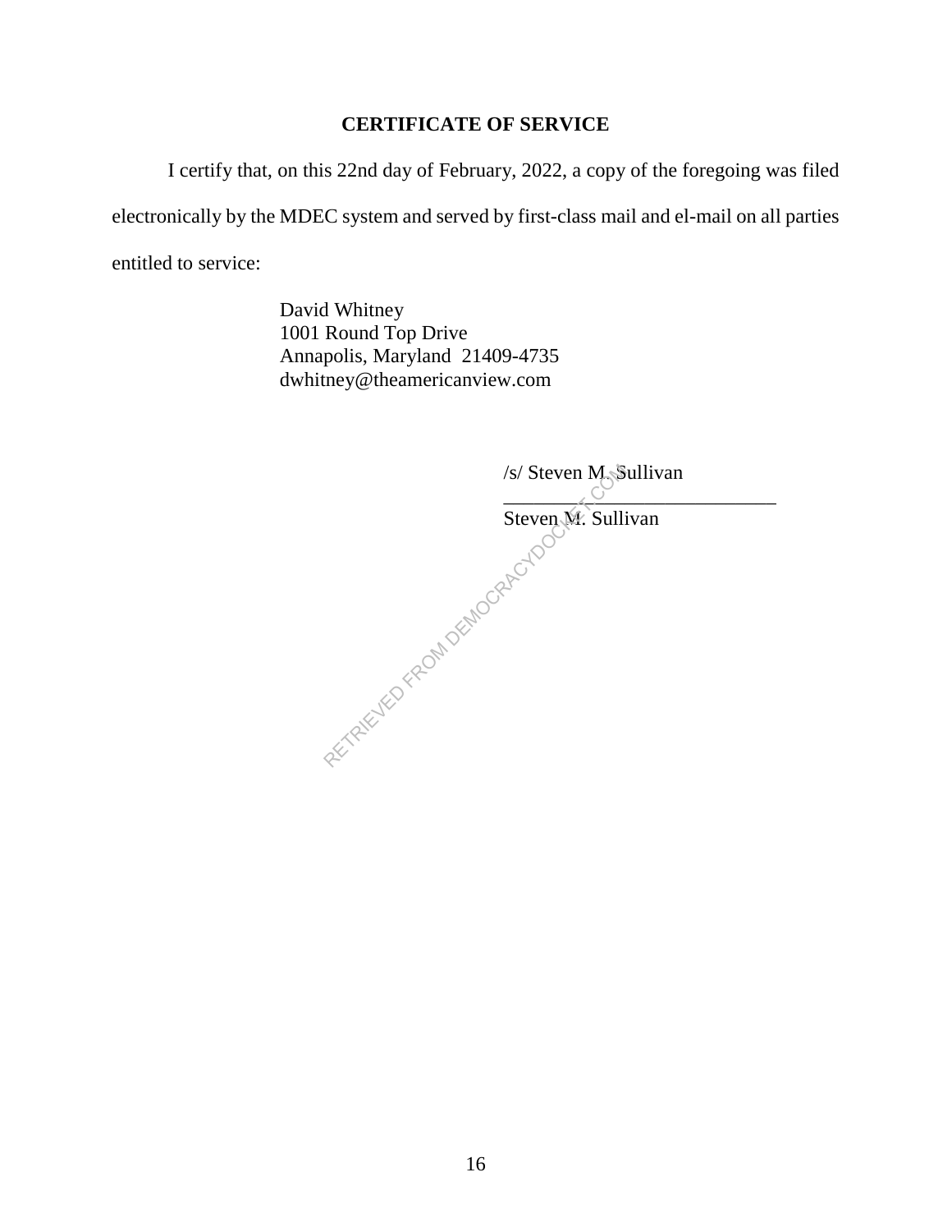## CERTIFICATE OF SERVICE

I certify that, on this 22nd day of February, 2022, a copy of the foregoing was filed electronically by the MDEC system and served by first-class mail and el-mail on all parties entitled to service:

David Whitney
1001 Round Top Drive
Annapolis, Maryland 21409-4735
dwhitney@theamericanview.com

/s/ Steven M. Sullivan
___________________________
Steven M. Sullivan